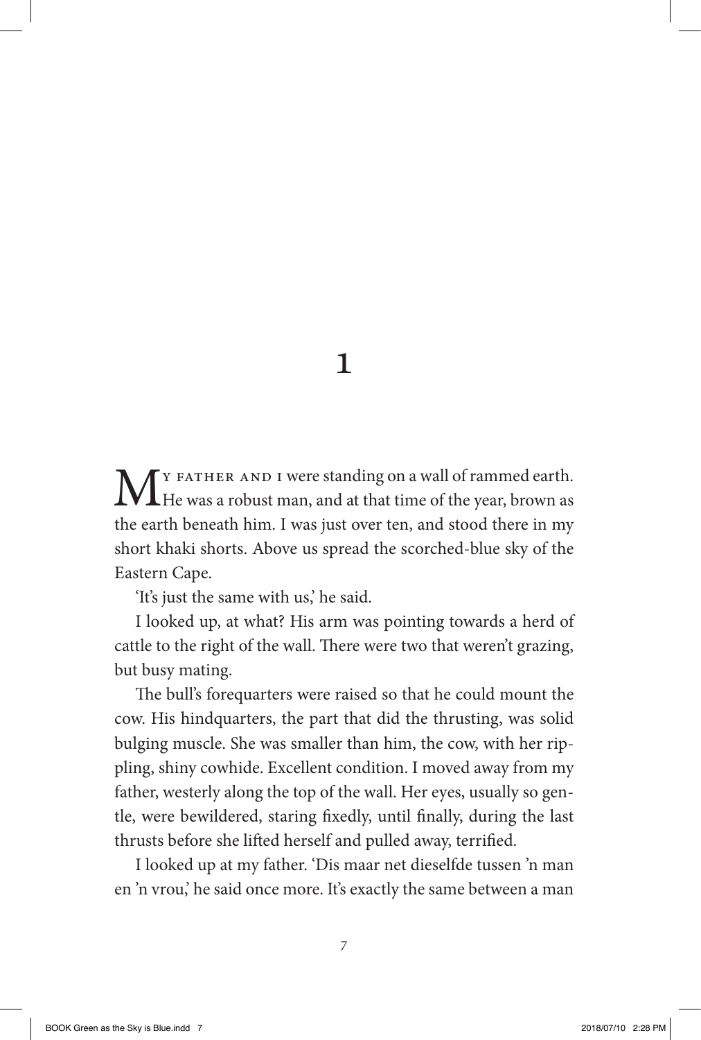# 1

My father and I were standing on a wall of rammed earth. He was a robust man, and at that time of the year, brown as the earth beneath him. I was just over ten, and stood there in my short khaki shorts. Above us spread the scorched-blue sky of the Eastern Cape.

'It's just the same with us,' he said.

I looked up, at what? His arm was pointing towards a herd of cattle to the right of the wall. There were two that weren't grazing, but busy mating.

The bull's forequarters were raised so that he could mount the cow. His hindquarters, the part that did the thrusting, was solid bulging muscle. She was smaller than him, the cow, with her rippling, shiny cowhide. Excellent condition. I moved away from my father, westerly along the top of the wall. Her eyes, usually so gentle, were bewildered, staring fixedly, until finally, during the last thrusts before she lifted herself and pulled away, terrified.

I looked up at my father. 'Dis maar net dieselfde tussen 'n man en 'n vrou,' he said once more. It's exactly the same between a man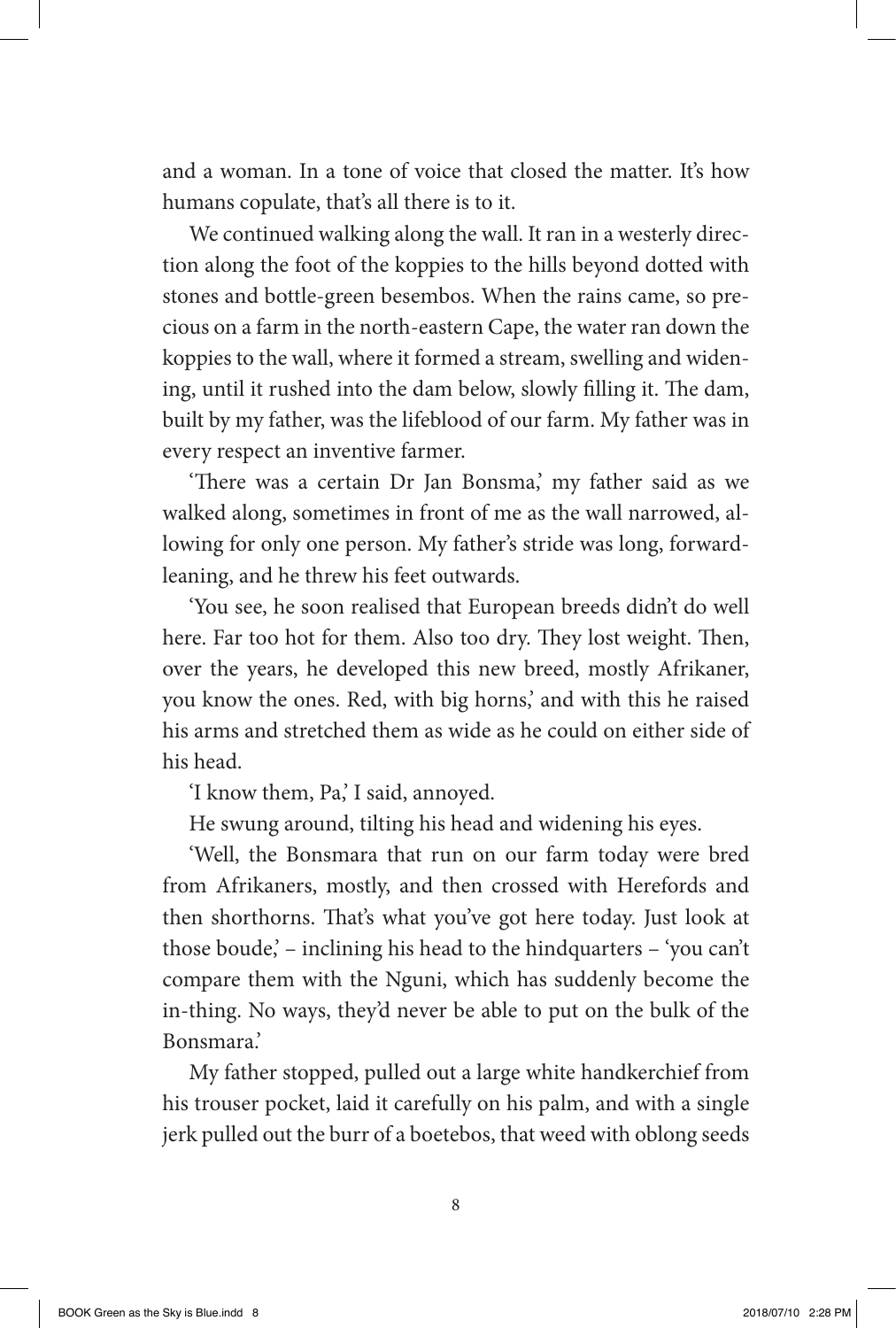and a woman. In a tone of voice that closed the matter. It's how humans copulate, that's all there is to it.

We continued walking along the wall. It ran in a westerly direction along the foot of the koppies to the hills beyond dotted with stones and bottle-green besembos. When the rains came, so precious on a farm in the north-eastern Cape, the water ran down the koppies to the wall, where it formed a stream, swelling and widening, until it rushed into the dam below, slowly filling it. The dam, built by my father, was the lifeblood of our farm. My father was in every respect an inventive farmer.

'There was a certain Dr Jan Bonsma,' my father said as we walked along, sometimes in front of me as the wall narrowed, allowing for only one person. My father's stride was long, forward-leaning, and he threw his feet outwards.

'You see, he soon realised that European breeds didn't do well here. Far too hot for them. Also too dry. They lost weight. Then, over the years, he developed this new breed, mostly Afrikaner, you know the ones. Red, with big horns,' and with this he raised his arms and stretched them as wide as he could on either side of his head.

'I know them, Pa,' I said, annoyed.

He swung around, tilting his head and widening his eyes.

'Well, the Bonsmara that run on our farm today were bred from Afrikaners, mostly, and then crossed with Herefords and then shorthorns. That's what you've got here today. Just look at those boude,' – inclining his head to the hindquarters – 'you can't compare them with the Nguni, which has suddenly become the in-thing. No ways, they'd never be able to put on the bulk of the Bonsmara.'

My father stopped, pulled out a large white handkerchief from his trouser pocket, laid it carefully on his palm, and with a single jerk pulled out the burr of a boetebos, that weed with oblong seeds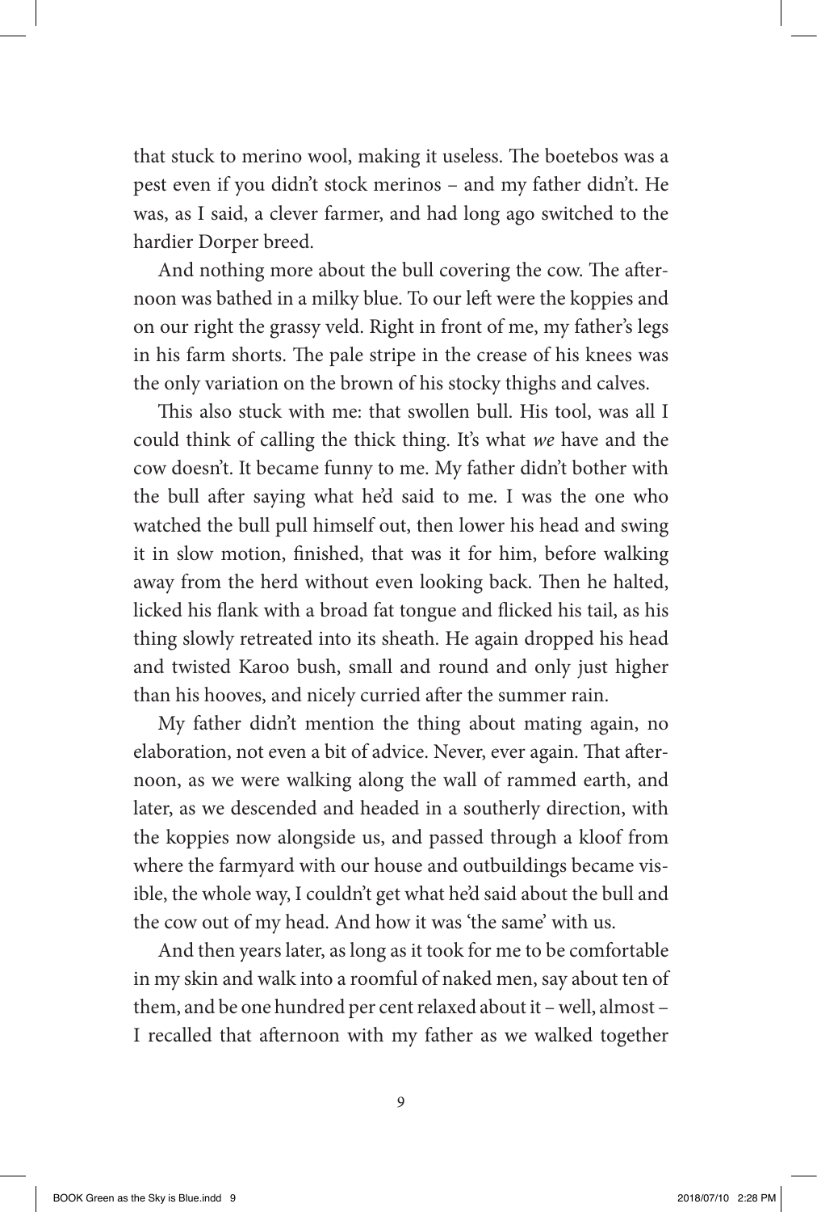that stuck to merino wool, making it useless. The boetebos was a pest even if you didn't stock merinos – and my father didn't. He was, as I said, a clever farmer, and had long ago switched to the hardier Dorper breed.

And nothing more about the bull covering the cow. The afternoon was bathed in a milky blue. To our left were the koppies and on our right the grassy veld. Right in front of me, my father's legs in his farm shorts. The pale stripe in the crease of his knees was the only variation on the brown of his stocky thighs and calves.

This also stuck with me: that swollen bull. His tool, was all I could think of calling the thick thing. It's what *we* have and the cow doesn't. It became funny to me. My father didn't bother with the bull after saying what he'd said to me. I was the one who watched the bull pull himself out, then lower his head and swing it in slow motion, finished, that was it for him, before walking away from the herd without even looking back. Then he halted, licked his flank with a broad fat tongue and flicked his tail, as his thing slowly retreated into its sheath. He again dropped his head and twisted Karoo bush, small and round and only just higher than his hooves, and nicely curried after the summer rain.

My father didn't mention the thing about mating again, no elaboration, not even a bit of advice. Never, ever again. That afternoon, as we were walking along the wall of rammed earth, and later, as we descended and headed in a southerly direction, with the koppies now alongside us, and passed through a kloof from where the farmyard with our house and outbuildings became visible, the whole way, I couldn't get what he'd said about the bull and the cow out of my head. And how it was 'the same' with us.

And then years later, as long as it took for me to be comfortable in my skin and walk into a roomful of naked men, say about ten of them, and be one hundred per cent relaxed about it – well, almost – I recalled that afternoon with my father as we walked together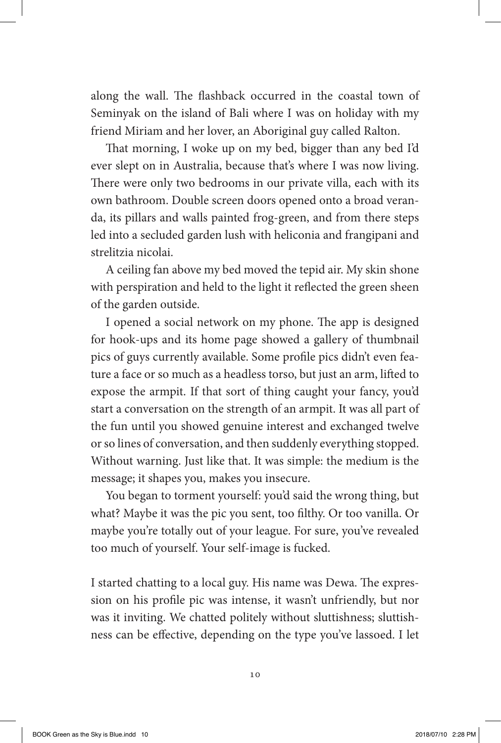along the wall. The flashback occurred in the coastal town of Seminyak on the island of Bali where I was on holiday with my friend Miriam and her lover, an Aboriginal guy called Ralton.

That morning, I woke up on my bed, bigger than any bed I'd ever slept on in Australia, because that's where I was now living. There were only two bedrooms in our private villa, each with its own bathroom. Double screen doors opened onto a broad veranda, its pillars and walls painted frog-green, and from there steps led into a secluded garden lush with heliconia and frangipani and strelitzia nicolai.

A ceiling fan above my bed moved the tepid air. My skin shone with perspiration and held to the light it reflected the green sheen of the garden outside.

I opened a social network on my phone. The app is designed for hook-ups and its home page showed a gallery of thumbnail pics of guys currently available. Some profile pics didn't even feature a face or so much as a headless torso, but just an arm, lifted to expose the armpit. If that sort of thing caught your fancy, you'd start a conversation on the strength of an armpit. It was all part of the fun until you showed genuine interest and exchanged twelve or so lines of conversation, and then suddenly everything stopped. Without warning. Just like that. It was simple: the medium is the message; it shapes you, makes you insecure.

You began to torment yourself: you'd said the wrong thing, but what? Maybe it was the pic you sent, too filthy. Or too vanilla. Or maybe you're totally out of your league. For sure, you've revealed too much of yourself. Your self-image is fucked.

I started chatting to a local guy. His name was Dewa. The expression on his profile pic was intense, it wasn't unfriendly, but nor was it inviting. We chatted politely without sluttishness; sluttishness can be effective, depending on the type you've lassoed. I let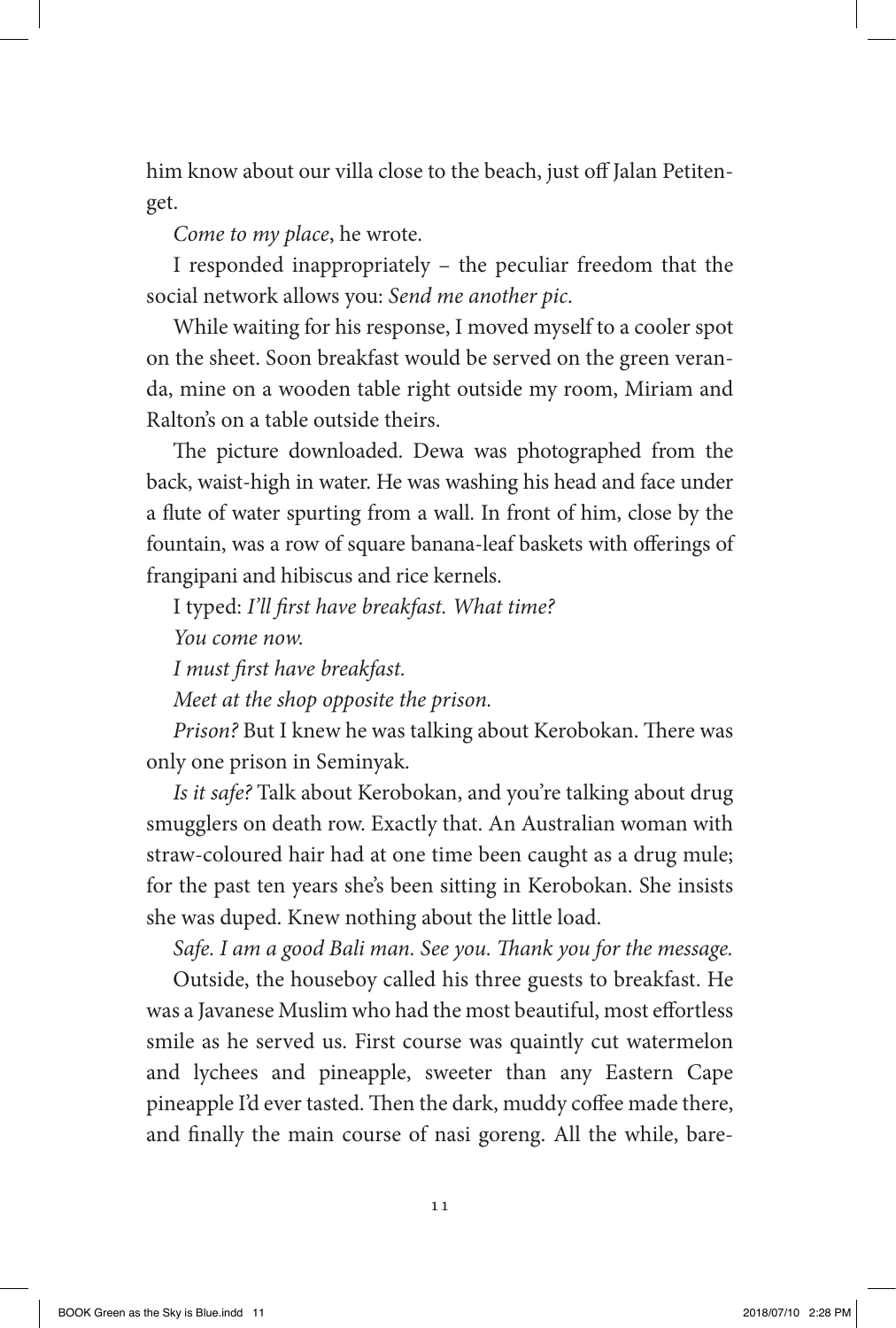him know about our villa close to the beach, just off Jalan Petitenget.

*Come to my place*, he wrote.

I responded inappropriately – the peculiar freedom that the social network allows you: *Send me another pic*.

While waiting for his response, I moved myself to a cooler spot on the sheet. Soon breakfast would be served on the green veranda, mine on a wooden table right outside my room, Miriam and Ralton's on a table outside theirs.

The picture downloaded. Dewa was photographed from the back, waist-high in water. He was washing his head and face under a flute of water spurting from a wall. In front of him, close by the fountain, was a row of square banana-leaf baskets with offerings of frangipani and hibiscus and rice kernels.

I typed: *I'll first have breakfast. What time?*

*You come now.*

*I must first have breakfast.*

*Meet at the shop opposite the prison.*

*Prison?* But I knew he was talking about Kerobokan. There was only one prison in Seminyak.

*Is it safe?* Talk about Kerobokan, and you're talking about drug smugglers on death row. Exactly that. An Australian woman with straw-coloured hair had at one time been caught as a drug mule; for the past ten years she's been sitting in Kerobokan. She insists she was duped. Knew nothing about the little load.

*Safe. I am a good Bali man. See you. Thank you for the message.*

Outside, the houseboy called his three guests to breakfast. He was a Javanese Muslim who had the most beautiful, most effortless smile as he served us. First course was quaintly cut watermelon and lychees and pineapple, sweeter than any Eastern Cape pineapple I'd ever tasted. Then the dark, muddy coffee made there, and finally the main course of nasi goreng. All the while, bare-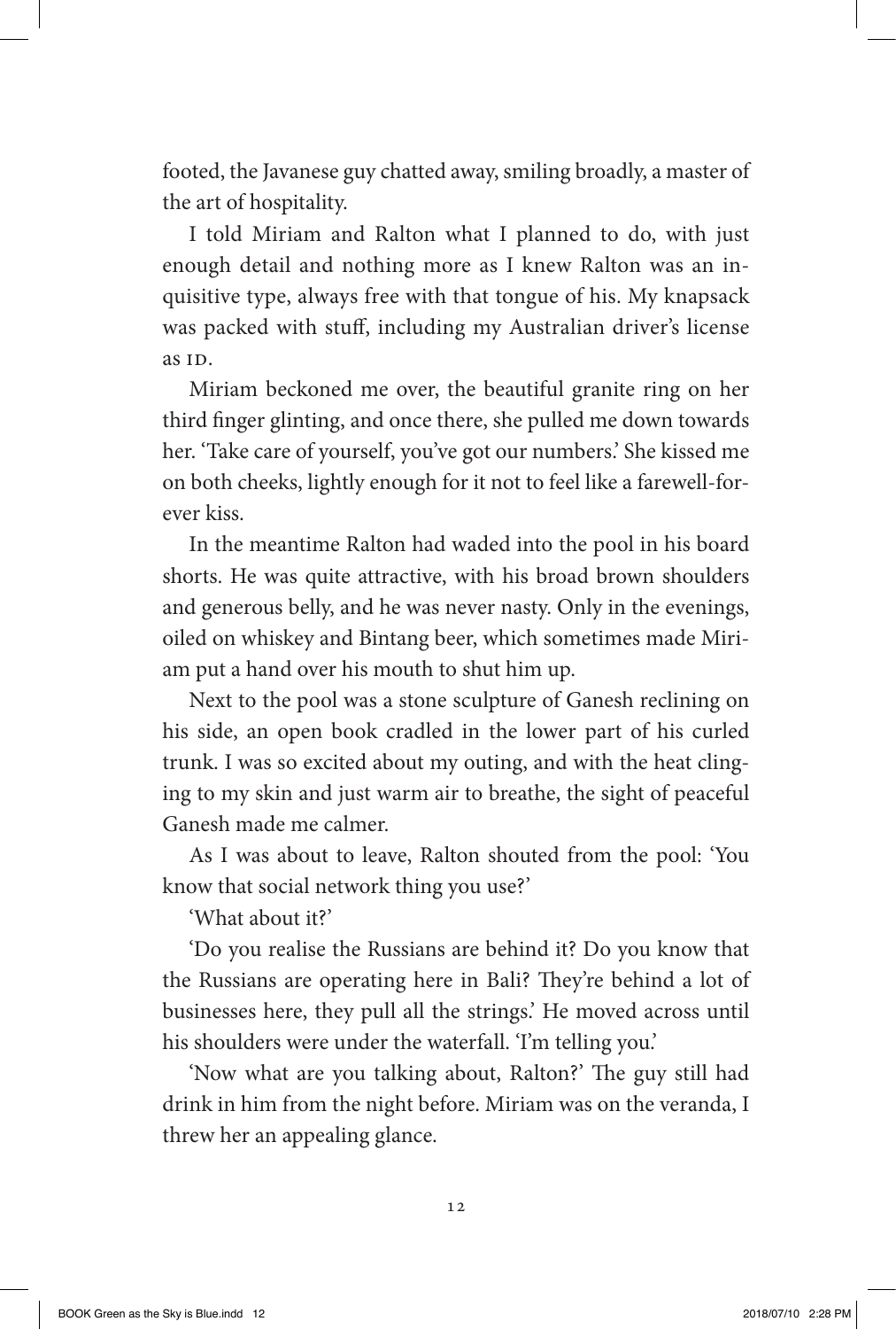footed, the Javanese guy chatted away, smiling broadly, a master of the art of hospitality.

I told Miriam and Ralton what I planned to do, with just enough detail and nothing more as I knew Ralton was an inquisitive type, always free with that tongue of his. My knapsack was packed with stuff, including my Australian driver's license as ID.

Miriam beckoned me over, the beautiful granite ring on her third finger glinting, and once there, she pulled me down towards her. 'Take care of yourself, you've got our numbers.' She kissed me on both cheeks, lightly enough for it not to feel like a farewell-forever kiss.

In the meantime Ralton had waded into the pool in his board shorts. He was quite attractive, with his broad brown shoulders and generous belly, and he was never nasty. Only in the evenings, oiled on whiskey and Bintang beer, which sometimes made Miriam put a hand over his mouth to shut him up.

Next to the pool was a stone sculpture of Ganesh reclining on his side, an open book cradled in the lower part of his curled trunk. I was so excited about my outing, and with the heat clinging to my skin and just warm air to breathe, the sight of peaceful Ganesh made me calmer.

As I was about to leave, Ralton shouted from the pool: 'You know that social network thing you use?'

'What about it?'

'Do you realise the Russians are behind it? Do you know that the Russians are operating here in Bali? They're behind a lot of businesses here, they pull all the strings.' He moved across until his shoulders were under the waterfall. 'I'm telling you.'

'Now what are you talking about, Ralton?' The guy still had drink in him from the night before. Miriam was on the veranda, I threw her an appealing glance.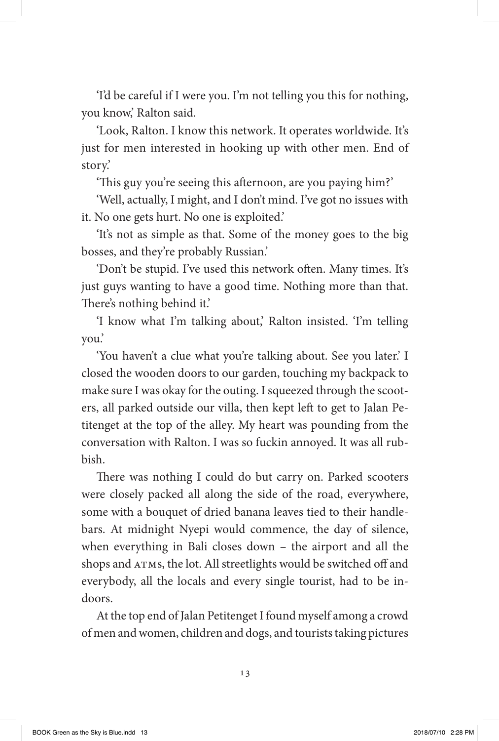'I'd be careful if I were you. I'm not telling you this for nothing, you know,' Ralton said.

'Look, Ralton. I know this network. It operates worldwide. It's just for men interested in hooking up with other men. End of story.'

'This guy you're seeing this afternoon, are you paying him?'

'Well, actually, I might, and I don't mind. I've got no issues with it. No one gets hurt. No one is exploited.'

'It's not as simple as that. Some of the money goes to the big bosses, and they're probably Russian.'

'Don't be stupid. I've used this network often. Many times. It's just guys wanting to have a good time. Nothing more than that. There's nothing behind it.'

'I know what I'm talking about,' Ralton insisted. 'I'm telling you.'

'You haven't a clue what you're talking about. See you later.' I closed the wooden doors to our garden, touching my backpack to make sure I was okay for the outing. I squeezed through the scooters, all parked outside our villa, then kept left to get to Jalan Petitenget at the top of the alley. My heart was pounding from the conversation with Ralton. I was so fuckin annoyed. It was all rubbish.

There was nothing I could do but carry on. Parked scooters were closely packed all along the side of the road, everywhere, some with a bouquet of dried banana leaves tied to their handlebars. At midnight Nyepi would commence, the day of silence, when everything in Bali closes down – the airport and all the shops and ATMs, the lot. All streetlights would be switched off and everybody, all the locals and every single tourist, had to be indoors.

At the top end of Jalan Petitenget I found myself among a crowd of men and women, children and dogs, and tourists taking pictures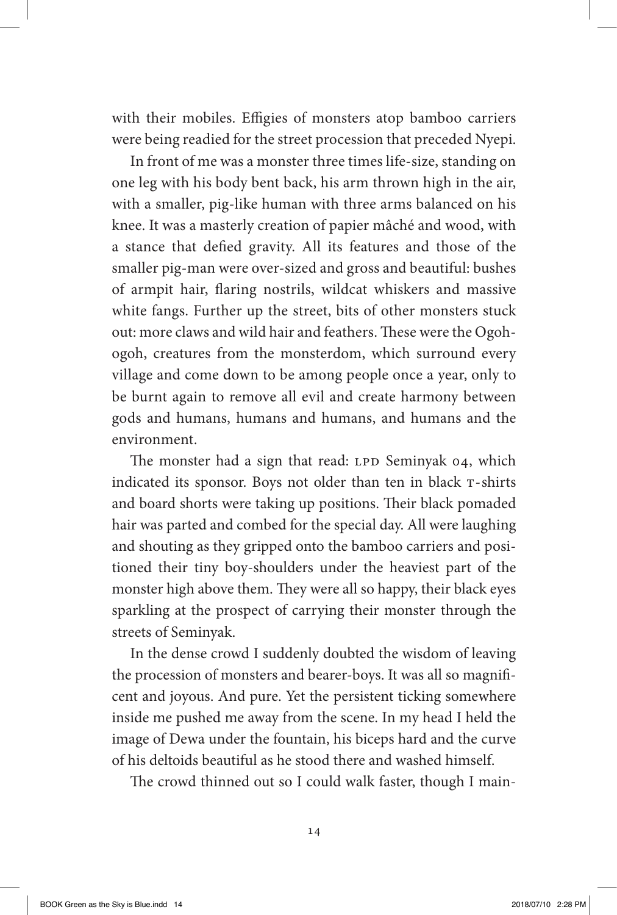with their mobiles. Effigies of monsters atop bamboo carriers were being readied for the street procession that preceded Nyepi.

In front of me was a monster three times life-size, standing on one leg with his body bent back, his arm thrown high in the air, with a smaller, pig-like human with three arms balanced on his knee. It was a masterly creation of papier mâché and wood, with a stance that defied gravity. All its features and those of the smaller pig-man were over-sized and gross and beautiful: bushes of armpit hair, flaring nostrils, wildcat whiskers and massive white fangs. Further up the street, bits of other monsters stuck out: more claws and wild hair and feathers. These were the Ogoh-ogoh, creatures from the monsterdom, which surround every village and come down to be among people once a year, only to be burnt again to remove all evil and create harmony between gods and humans, humans and humans, and humans and the environment.

The monster had a sign that read: LPD Seminyak 04, which indicated its sponsor. Boys not older than ten in black T-shirts and board shorts were taking up positions. Their black pomaded hair was parted and combed for the special day. All were laughing and shouting as they gripped onto the bamboo carriers and positioned their tiny boy-shoulders under the heaviest part of the monster high above them. They were all so happy, their black eyes sparkling at the prospect of carrying their monster through the streets of Seminyak.

In the dense crowd I suddenly doubted the wisdom of leaving the procession of monsters and bearer-boys. It was all so magnificent and joyous. And pure. Yet the persistent ticking somewhere inside me pushed me away from the scene. In my head I held the image of Dewa under the fountain, his biceps hard and the curve of his deltoids beautiful as he stood there and washed himself.

The crowd thinned out so I could walk faster, though I main-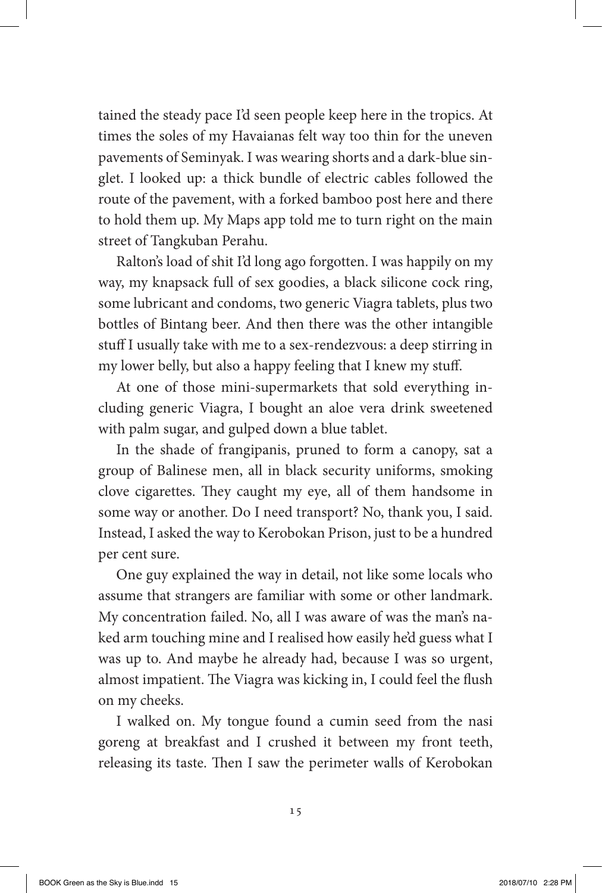tained the steady pace I'd seen people keep here in the tropics. At times the soles of my Havaianas felt way too thin for the uneven pavements of Seminyak. I was wearing shorts and a dark-blue singlet. I looked up: a thick bundle of electric cables followed the route of the pavement, with a forked bamboo post here and there to hold them up. My Maps app told me to turn right on the main street of Tangkuban Perahu.

Ralton's load of shit I'd long ago forgotten. I was happily on my way, my knapsack full of sex goodies, a black silicone cock ring, some lubricant and condoms, two generic Viagra tablets, plus two bottles of Bintang beer. And then there was the other intangible stuff I usually take with me to a sex-rendezvous: a deep stirring in my lower belly, but also a happy feeling that I knew my stuff.

At one of those mini-supermarkets that sold everything including generic Viagra, I bought an aloe vera drink sweetened with palm sugar, and gulped down a blue tablet.

In the shade of frangipanis, pruned to form a canopy, sat a group of Balinese men, all in black security uniforms, smoking clove cigarettes. They caught my eye, all of them handsome in some way or another. Do I need transport? No, thank you, I said. Instead, I asked the way to Kerobokan Prison, just to be a hundred per cent sure.

One guy explained the way in detail, not like some locals who assume that strangers are familiar with some or other landmark. My concentration failed. No, all I was aware of was the man's naked arm touching mine and I realised how easily he'd guess what I was up to. And maybe he already had, because I was so urgent, almost impatient. The Viagra was kicking in, I could feel the flush on my cheeks.

I walked on. My tongue found a cumin seed from the nasi goreng at breakfast and I crushed it between my front teeth, releasing its taste. Then I saw the perimeter walls of Kerobokan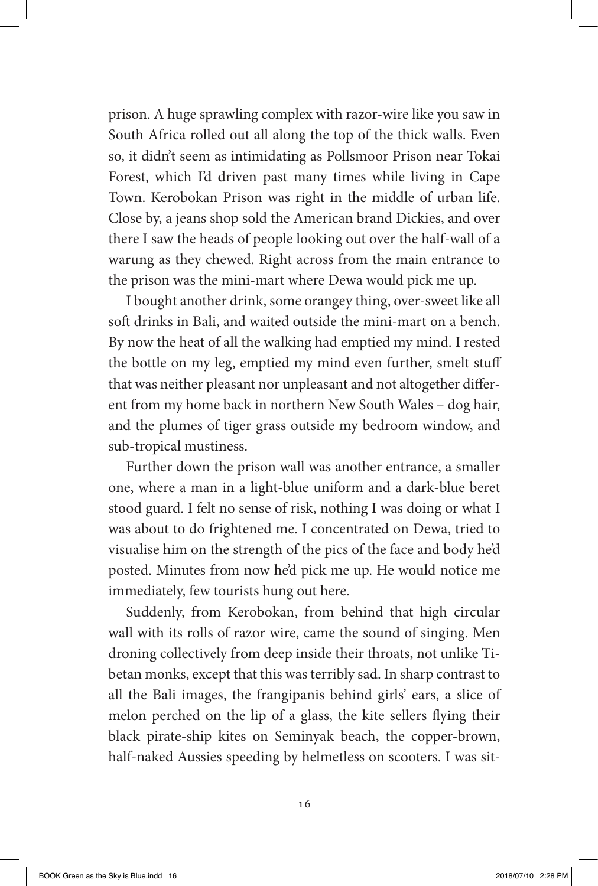prison. A huge sprawling complex with razor-wire like you saw in South Africa rolled out all along the top of the thick walls. Even so, it didn't seem as intimidating as Pollsmoor Prison near Tokai Forest, which I'd driven past many times while living in Cape Town. Kerobokan Prison was right in the middle of urban life. Close by, a jeans shop sold the American brand Dickies, and over there I saw the heads of people looking out over the half-wall of a warung as they chewed. Right across from the main entrance to the prison was the mini-mart where Dewa would pick me up.

I bought another drink, some orangey thing, over-sweet like all soft drinks in Bali, and waited outside the mini-mart on a bench. By now the heat of all the walking had emptied my mind. I rested the bottle on my leg, emptied my mind even further, smelt stuff that was neither pleasant nor unpleasant and not altogether different from my home back in northern New South Wales – dog hair, and the plumes of tiger grass outside my bedroom window, and sub-tropical mustiness.

Further down the prison wall was another entrance, a smaller one, where a man in a light-blue uniform and a dark-blue beret stood guard. I felt no sense of risk, nothing I was doing or what I was about to do frightened me. I concentrated on Dewa, tried to visualise him on the strength of the pics of the face and body he'd posted. Minutes from now he'd pick me up. He would notice me immediately, few tourists hung out here.

Suddenly, from Kerobokan, from behind that high circular wall with its rolls of razor wire, came the sound of singing. Men droning collectively from deep inside their throats, not unlike Tibetan monks, except that this was terribly sad. In sharp contrast to all the Bali images, the frangipanis behind girls' ears, a slice of melon perched on the lip of a glass, the kite sellers flying their black pirate-ship kites on Seminyak beach, the copper-brown, half-naked Aussies speeding by helmetless on scooters. I was sit-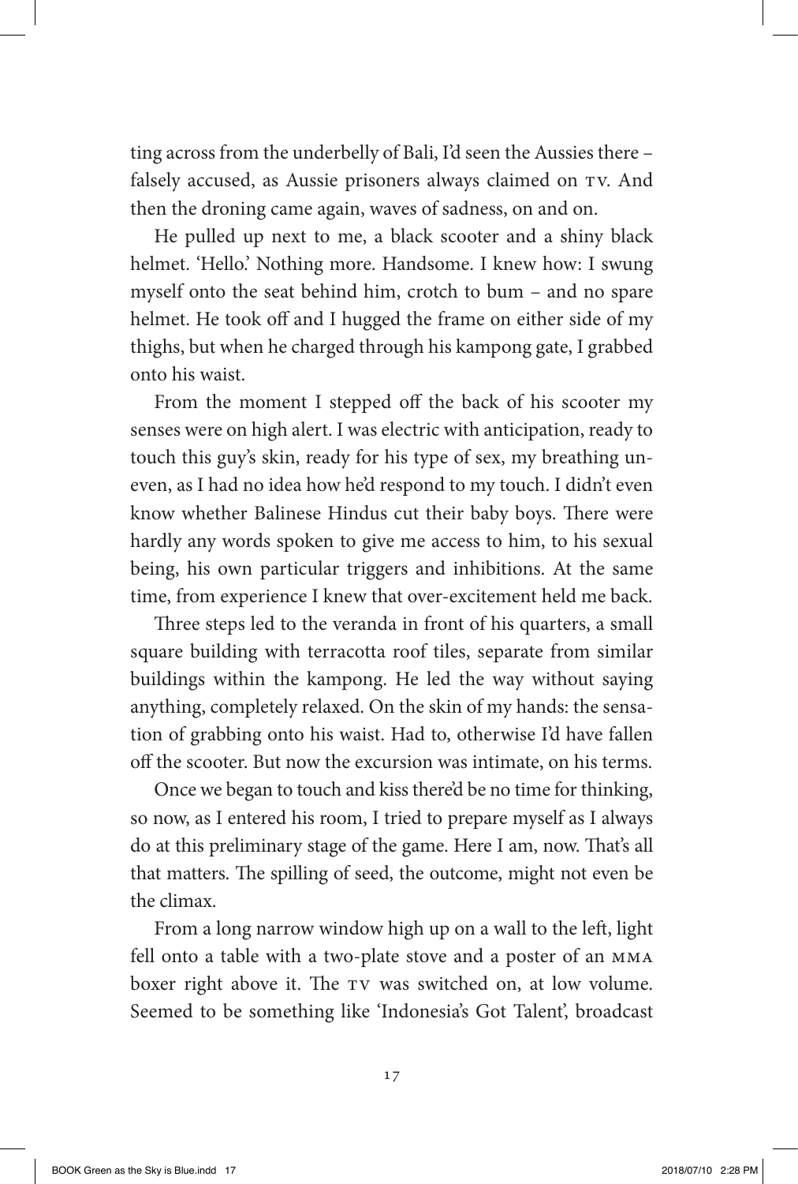ting across from the underbelly of Bali, I'd seen the Aussies there – falsely accused, as Aussie prisoners always claimed on TV. And then the droning came again, waves of sadness, on and on.

He pulled up next to me, a black scooter and a shiny black helmet. 'Hello.' Nothing more. Handsome. I knew how: I swung myself onto the seat behind him, crotch to bum – and no spare helmet. He took off and I hugged the frame on either side of my thighs, but when he charged through his kampong gate, I grabbed onto his waist.

From the moment I stepped off the back of his scooter my senses were on high alert. I was electric with anticipation, ready to touch this guy's skin, ready for his type of sex, my breathing uneven, as I had no idea how he'd respond to my touch. I didn't even know whether Balinese Hindus cut their baby boys. There were hardly any words spoken to give me access to him, to his sexual being, his own particular triggers and inhibitions. At the same time, from experience I knew that over-excitement held me back.

Three steps led to the veranda in front of his quarters, a small square building with terracotta roof tiles, separate from similar buildings within the kampong. He led the way without saying anything, completely relaxed. On the skin of my hands: the sensation of grabbing onto his waist. Had to, otherwise I'd have fallen off the scooter. But now the excursion was intimate, on his terms.

Once we began to touch and kiss there'd be no time for thinking, so now, as I entered his room, I tried to prepare myself as I always do at this preliminary stage of the game. Here I am, now. That's all that matters. The spilling of seed, the outcome, might not even be the climax.

From a long narrow window high up on a wall to the left, light fell onto a table with a two-plate stove and a poster of an MMA boxer right above it. The TV was switched on, at low volume. Seemed to be something like 'Indonesia's Got Talent', broadcast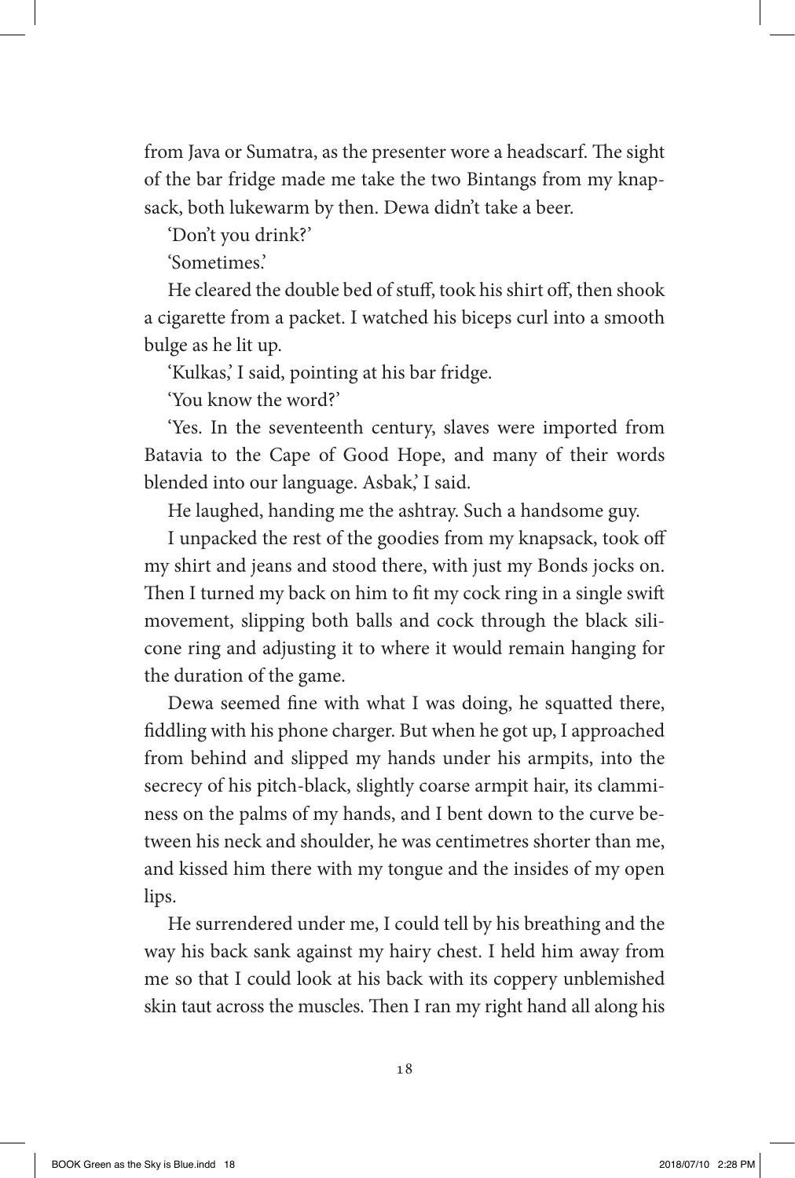from Java or Sumatra, as the presenter wore a headscarf. The sight of the bar fridge made me take the two Bintangs from my knapsack, both lukewarm by then. Dewa didn't take a beer.

'Don't you drink?'

'Sometimes.'

He cleared the double bed of stuff, took his shirt off, then shook a cigarette from a packet. I watched his biceps curl into a smooth bulge as he lit up.

'Kulkas,' I said, pointing at his bar fridge.

'You know the word?'

'Yes. In the seventeenth century, slaves were imported from Batavia to the Cape of Good Hope, and many of their words blended into our language. Asbak,' I said.

He laughed, handing me the ashtray. Such a handsome guy.

I unpacked the rest of the goodies from my knapsack, took off my shirt and jeans and stood there, with just my Bonds jocks on. Then I turned my back on him to fit my cock ring in a single swift movement, slipping both balls and cock through the black silicone ring and adjusting it to where it would remain hanging for the duration of the game.

Dewa seemed fine with what I was doing, he squatted there, fiddling with his phone charger. But when he got up, I approached from behind and slipped my hands under his armpits, into the secrecy of his pitch-black, slightly coarse armpit hair, its clamminess on the palms of my hands, and I bent down to the curve between his neck and shoulder, he was centimetres shorter than me, and kissed him there with my tongue and the insides of my open lips.

He surrendered under me, I could tell by his breathing and the way his back sank against my hairy chest. I held him away from me so that I could look at his back with its coppery unblemished skin taut across the muscles. Then I ran my right hand all along his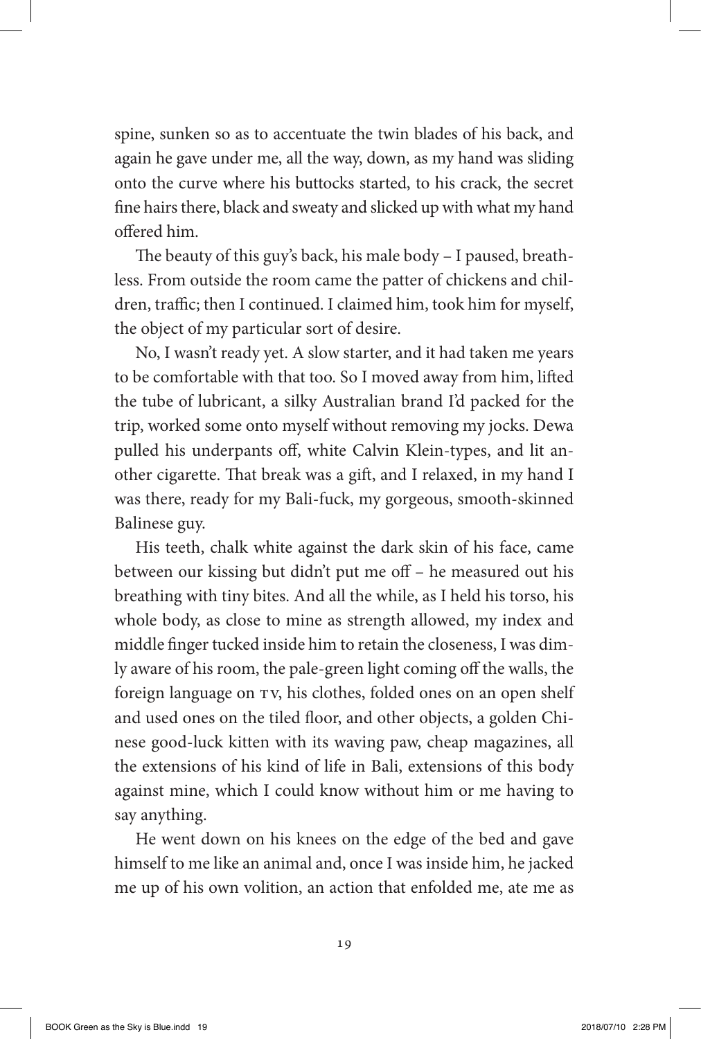spine, sunken so as to accentuate the twin blades of his back, and again he gave under me, all the way, down, as my hand was sliding onto the curve where his buttocks started, to his crack, the secret fine hairs there, black and sweaty and slicked up with what my hand offered him.

The beauty of this guy's back, his male body – I paused, breathless. From outside the room came the patter of chickens and children, traffic; then I continued. I claimed him, took him for myself, the object of my particular sort of desire.

No, I wasn't ready yet. A slow starter, and it had taken me years to be comfortable with that too. So I moved away from him, lifted the tube of lubricant, a silky Australian brand I'd packed for the trip, worked some onto myself without removing my jocks. Dewa pulled his underpants off, white Calvin Klein-types, and lit another cigarette. That break was a gift, and I relaxed, in my hand I was there, ready for my Bali-fuck, my gorgeous, smooth-skinned Balinese guy.

His teeth, chalk white against the dark skin of his face, came between our kissing but didn't put me off – he measured out his breathing with tiny bites. And all the while, as I held his torso, his whole body, as close to mine as strength allowed, my index and middle finger tucked inside him to retain the closeness, I was dimly aware of his room, the pale-green light coming off the walls, the foreign language on TV, his clothes, folded ones on an open shelf and used ones on the tiled floor, and other objects, a golden Chinese good-luck kitten with its waving paw, cheap magazines, all the extensions of his kind of life in Bali, extensions of this body against mine, which I could know without him or me having to say anything.

He went down on his knees on the edge of the bed and gave himself to me like an animal and, once I was inside him, he jacked me up of his own volition, an action that enfolded me, ate me as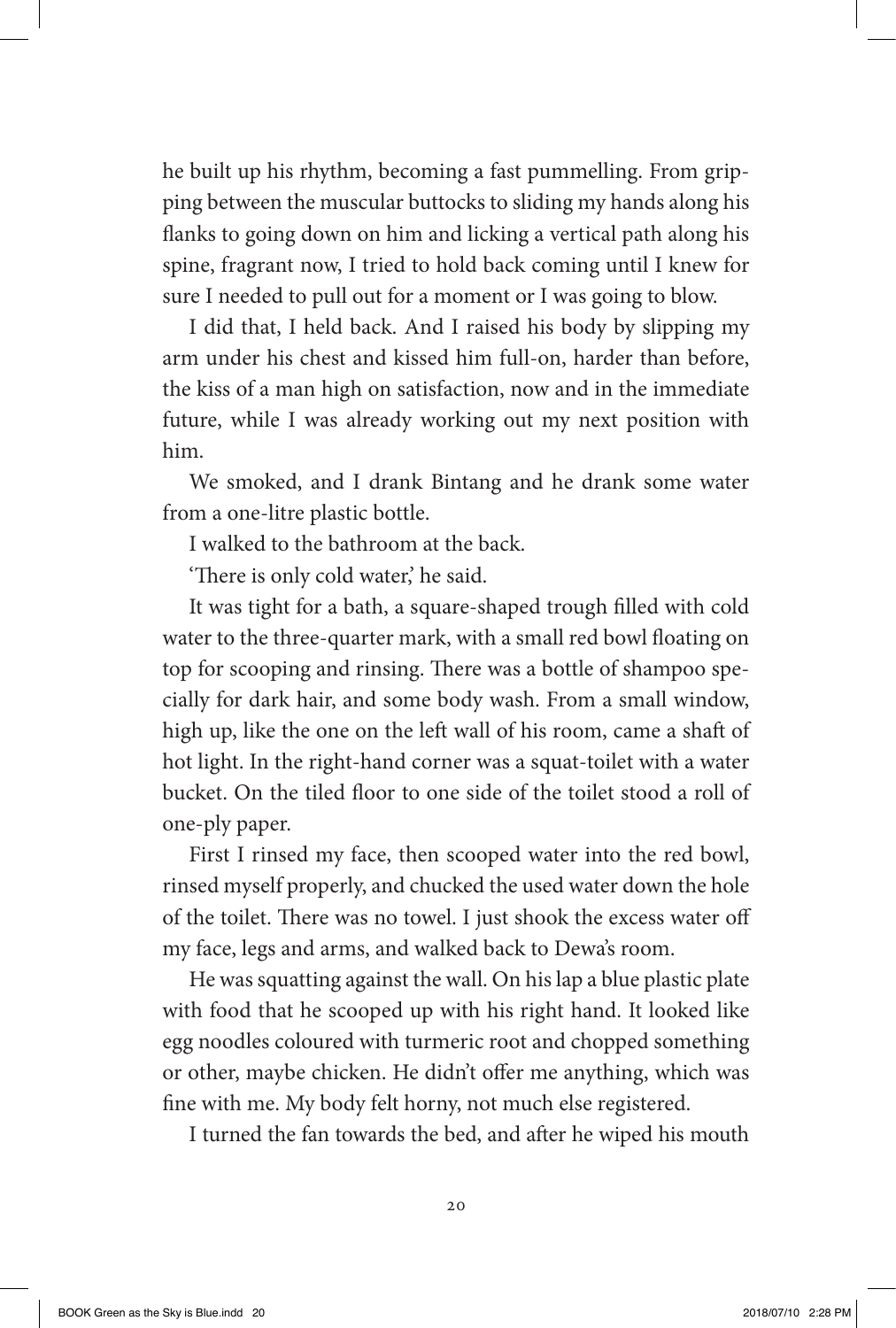he built up his rhythm, becoming a fast pummelling. From gripping between the muscular buttocks to sliding my hands along his flanks to going down on him and licking a vertical path along his spine, fragrant now, I tried to hold back coming until I knew for sure I needed to pull out for a moment or I was going to blow.

I did that, I held back. And I raised his body by slipping my arm under his chest and kissed him full-on, harder than before, the kiss of a man high on satisfaction, now and in the immediate future, while I was already working out my next position with him.

We smoked, and I drank Bintang and he drank some water from a one-litre plastic bottle.

I walked to the bathroom at the back.

'There is only cold water,' he said.

It was tight for a bath, a square-shaped trough filled with cold water to the three-quarter mark, with a small red bowl floating on top for scooping and rinsing. There was a bottle of shampoo specially for dark hair, and some body wash. From a small window, high up, like the one on the left wall of his room, came a shaft of hot light. In the right-hand corner was a squat-toilet with a water bucket. On the tiled floor to one side of the toilet stood a roll of one-ply paper.

First I rinsed my face, then scooped water into the red bowl, rinsed myself properly, and chucked the used water down the hole of the toilet. There was no towel. I just shook the excess water off my face, legs and arms, and walked back to Dewa's room.

He was squatting against the wall. On his lap a blue plastic plate with food that he scooped up with his right hand. It looked like egg noodles coloured with turmeric root and chopped something or other, maybe chicken. He didn't offer me anything, which was fine with me. My body felt horny, not much else registered.

I turned the fan towards the bed, and after he wiped his mouth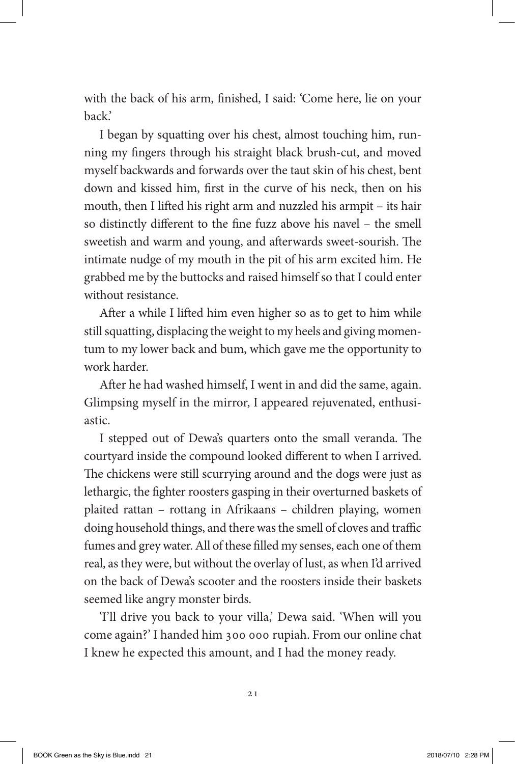with the back of his arm, finished, I said: 'Come here, lie on your back.'

I began by squatting over his chest, almost touching him, running my fingers through his straight black brush-cut, and moved myself backwards and forwards over the taut skin of his chest, bent down and kissed him, first in the curve of his neck, then on his mouth, then I lifted his right arm and nuzzled his armpit – its hair so distinctly different to the fine fuzz above his navel – the smell sweetish and warm and young, and afterwards sweet-sourish. The intimate nudge of my mouth in the pit of his arm excited him. He grabbed me by the buttocks and raised himself so that I could enter without resistance.

After a while I lifted him even higher so as to get to him while still squatting, displacing the weight to my heels and giving momentum to my lower back and bum, which gave me the opportunity to work harder.

After he had washed himself, I went in and did the same, again. Glimpsing myself in the mirror, I appeared rejuvenated, enthusiastic.

I stepped out of Dewa's quarters onto the small veranda. The courtyard inside the compound looked different to when I arrived. The chickens were still scurrying around and the dogs were just as lethargic, the fighter roosters gasping in their overturned baskets of plaited rattan – rottang in Afrikaans – children playing, women doing household things, and there was the smell of cloves and traffic fumes and grey water. All of these filled my senses, each one of them real, as they were, but without the overlay of lust, as when I'd arrived on the back of Dewa's scooter and the roosters inside their baskets seemed like angry monster birds.

'I'll drive you back to your villa,' Dewa said. 'When will you come again?' I handed him 300 000 rupiah. From our online chat I knew he expected this amount, and I had the money ready.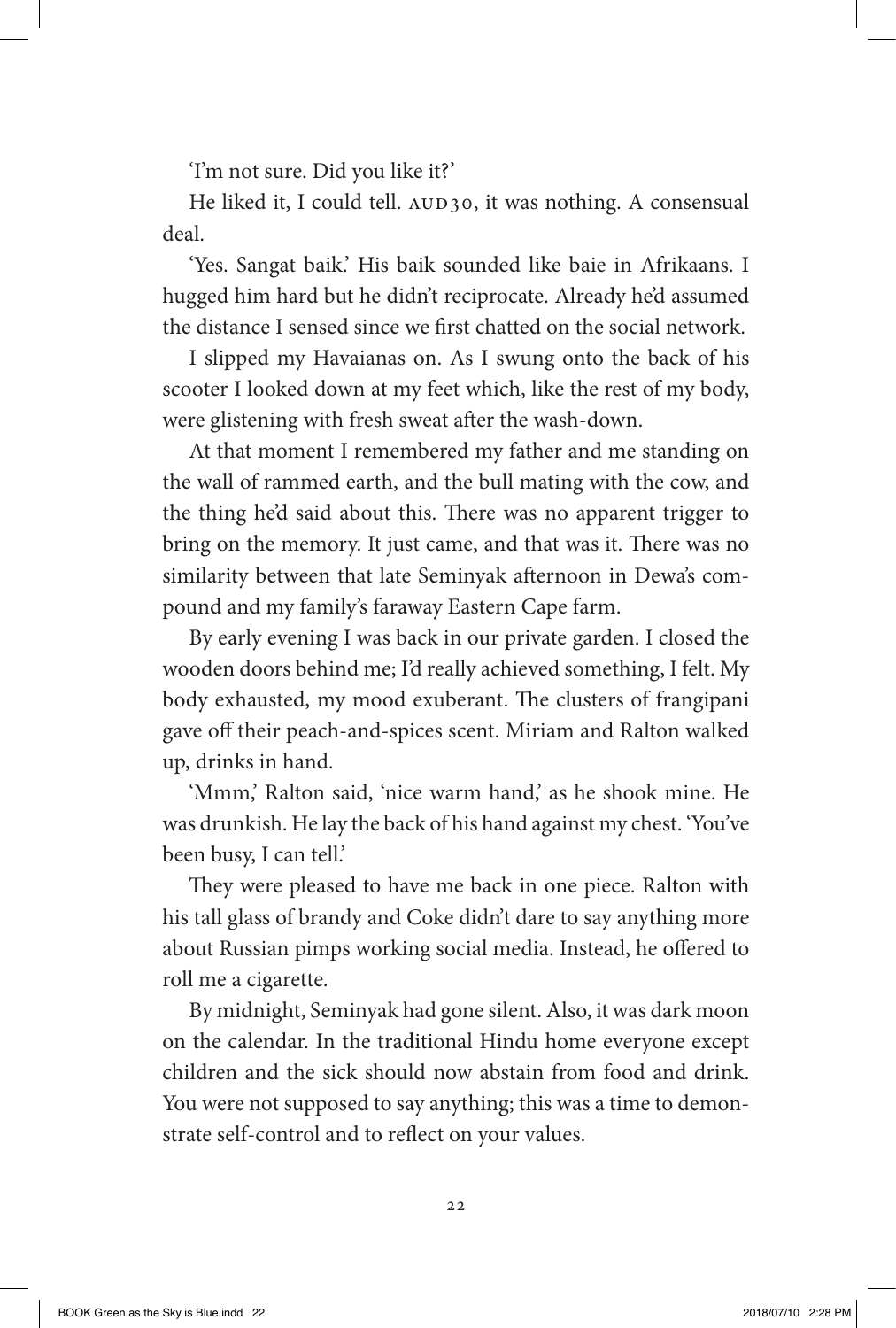'I'm not sure. Did you like it?'

He liked it, I could tell. AUD30, it was nothing. A consensual deal.

'Yes. Sangat baik.' His baik sounded like baie in Afrikaans. I hugged him hard but he didn't reciprocate. Already he'd assumed the distance I sensed since we first chatted on the social network.

I slipped my Havaianas on. As I swung onto the back of his scooter I looked down at my feet which, like the rest of my body, were glistening with fresh sweat after the wash-down.

At that moment I remembered my father and me standing on the wall of rammed earth, and the bull mating with the cow, and the thing he'd said about this. There was no apparent trigger to bring on the memory. It just came, and that was it. There was no similarity between that late Seminyak afternoon in Dewa's compound and my family's faraway Eastern Cape farm.

By early evening I was back in our private garden. I closed the wooden doors behind me; I'd really achieved something, I felt. My body exhausted, my mood exuberant. The clusters of frangipani gave off their peach-and-spices scent. Miriam and Ralton walked up, drinks in hand.

'Mmm,' Ralton said, 'nice warm hand,' as he shook mine. He was drunkish. He lay the back of his hand against my chest. 'You've been busy, I can tell.'

They were pleased to have me back in one piece. Ralton with his tall glass of brandy and Coke didn't dare to say anything more about Russian pimps working social media. Instead, he offered to roll me a cigarette.

By midnight, Seminyak had gone silent. Also, it was dark moon on the calendar. In the traditional Hindu home everyone except children and the sick should now abstain from food and drink. You were not supposed to say anything; this was a time to demonstrate self-control and to reflect on your values.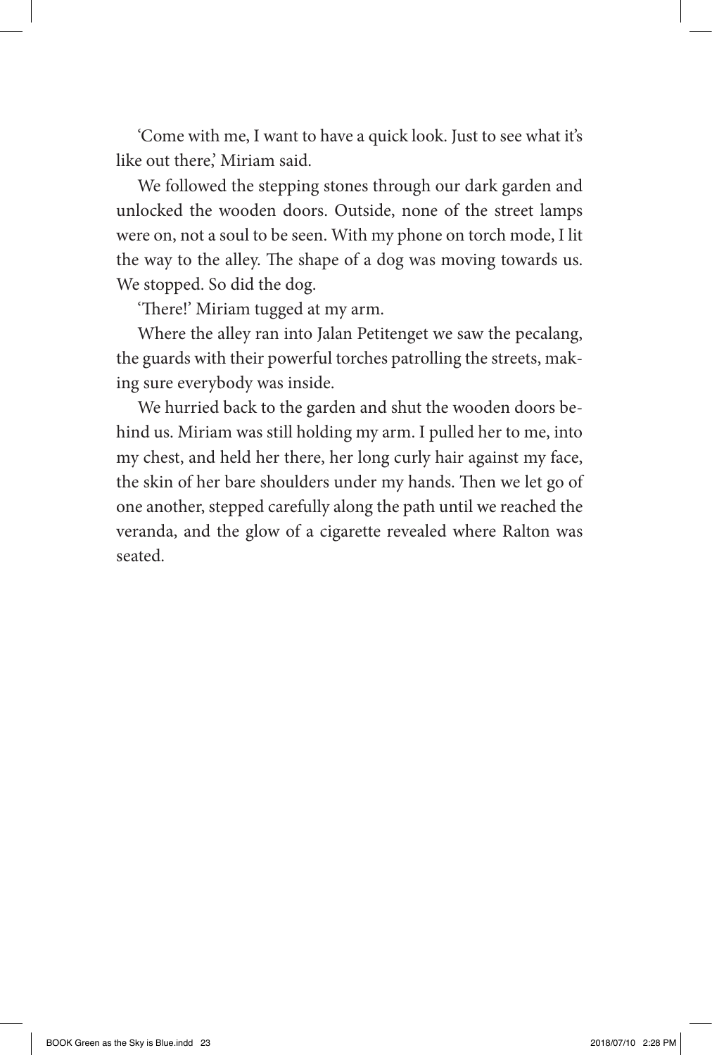'Come with me, I want to have a quick look. Just to see what it's like out there,' Miriam said.

We followed the stepping stones through our dark garden and unlocked the wooden doors. Outside, none of the street lamps were on, not a soul to be seen. With my phone on torch mode, I lit the way to the alley. The shape of a dog was moving towards us. We stopped. So did the dog.

'There!' Miriam tugged at my arm.

Where the alley ran into Jalan Petitenget we saw the pecalang, the guards with their powerful torches patrolling the streets, making sure everybody was inside.

We hurried back to the garden and shut the wooden doors behind us. Miriam was still holding my arm. I pulled her to me, into my chest, and held her there, her long curly hair against my face, the skin of her bare shoulders under my hands. Then we let go of one another, stepped carefully along the path until we reached the veranda, and the glow of a cigarette revealed where Ralton was seated.